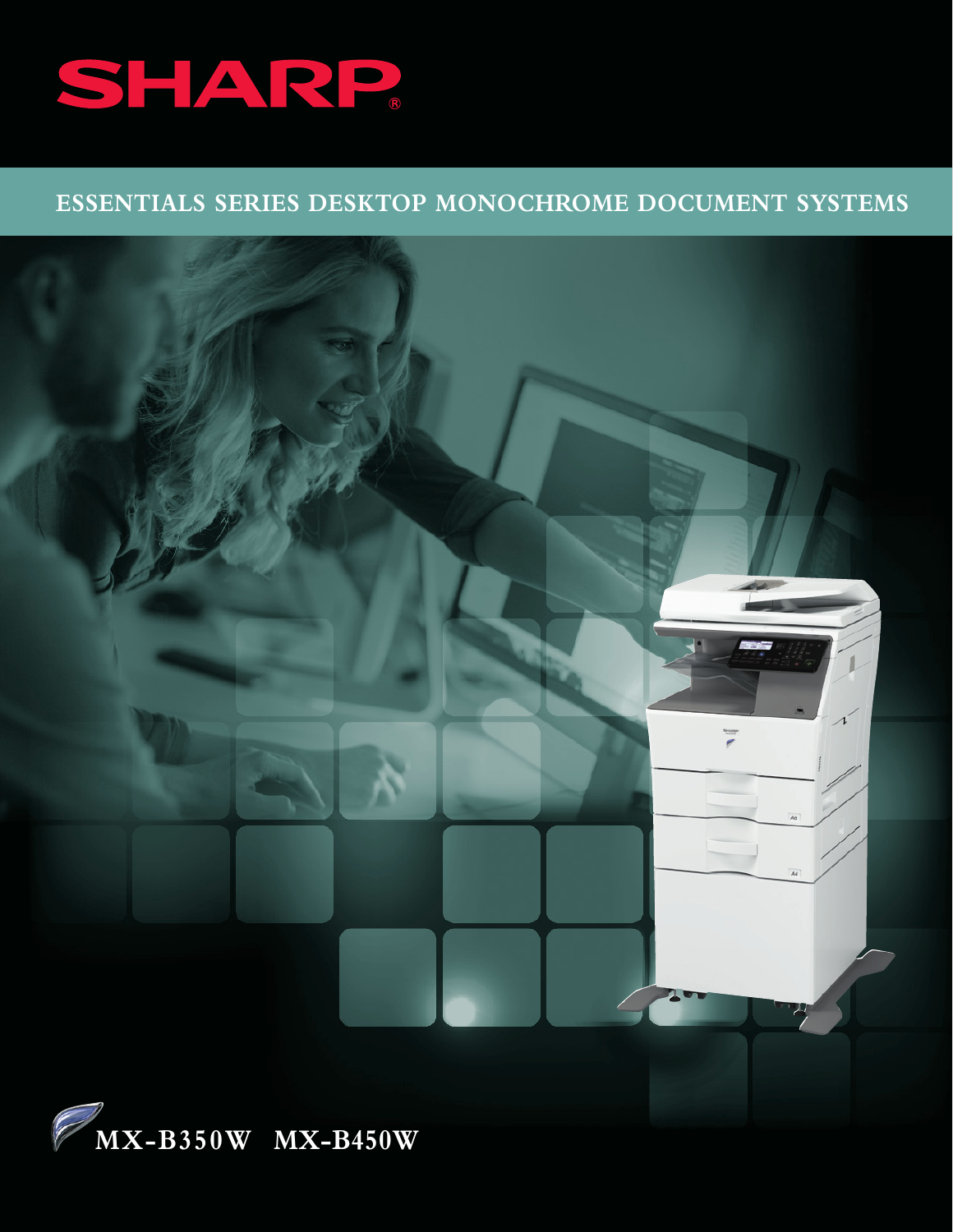SHARP

## ESSENTIALS SERIES DESKTOP MONOCHROME DOCUMENT SYSTEMS

# MX-B350W MX-B450W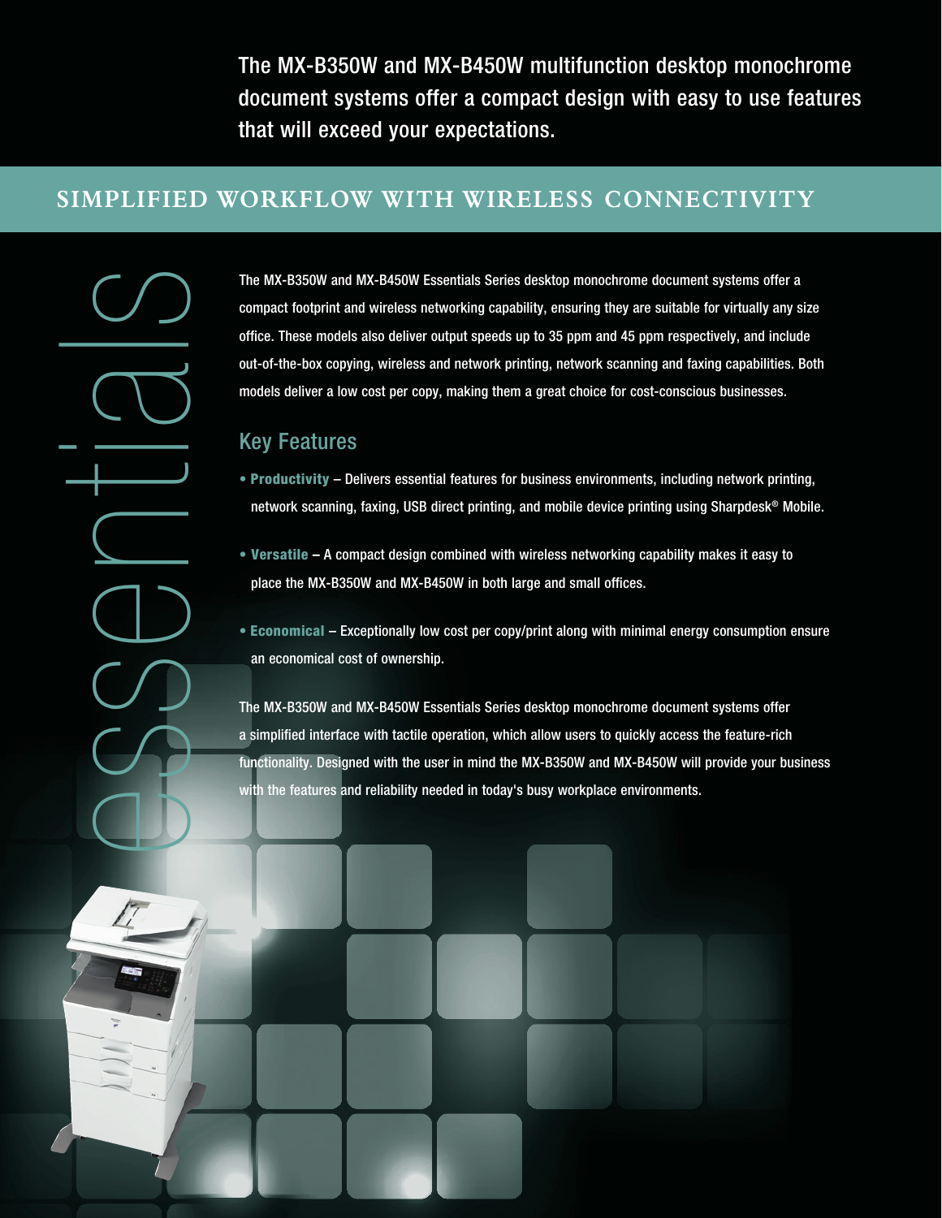The MX-B350W and MX-B450W multifunction desktop monochrome document systems offer a compact design with easy to use features that will exceed your expectations.

## SIMPLIFIED WORKFLOW WITH WIRELESS CONNECTIVITY

essentials

The MX-B350W and MX-B450W Essentials Series desktop monochrome document systems offer a compact footprint and wireless networking capability, ensuring they are suitable for virtually any size office. These models also deliver output speeds up to 35 ppm and 45 ppm respectively, and include out-of-the-box copying, wireless and network printing, network scanning and faxing capabilities. Both models deliver a low cost per copy, making them a great choice for cost-conscious businesses.

### Key Features

- **Productivity** – Delivers essential features for business environments, including network printing, network scanning, faxing, USB direct printing, and mobile device printing using Sharpdesk® Mobile.
- **Versatile** – A compact design combined with wireless networking capability makes it easy to place the MX-B350W and MX-B450W in both large and small offices.
- **Economical** – Exceptionally low cost per copy/print along with minimal energy consumption ensure an economical cost of ownership.

The MX-B350W and MX-B450W Essentials Series desktop monochrome document systems offer a simplified interface with tactile operation, which allow users to quickly access the feature-rich functionality. Designed with the user in mind the MX-B350W and MX-B450W will provide your business with the features and reliability needed in today's busy workplace environments.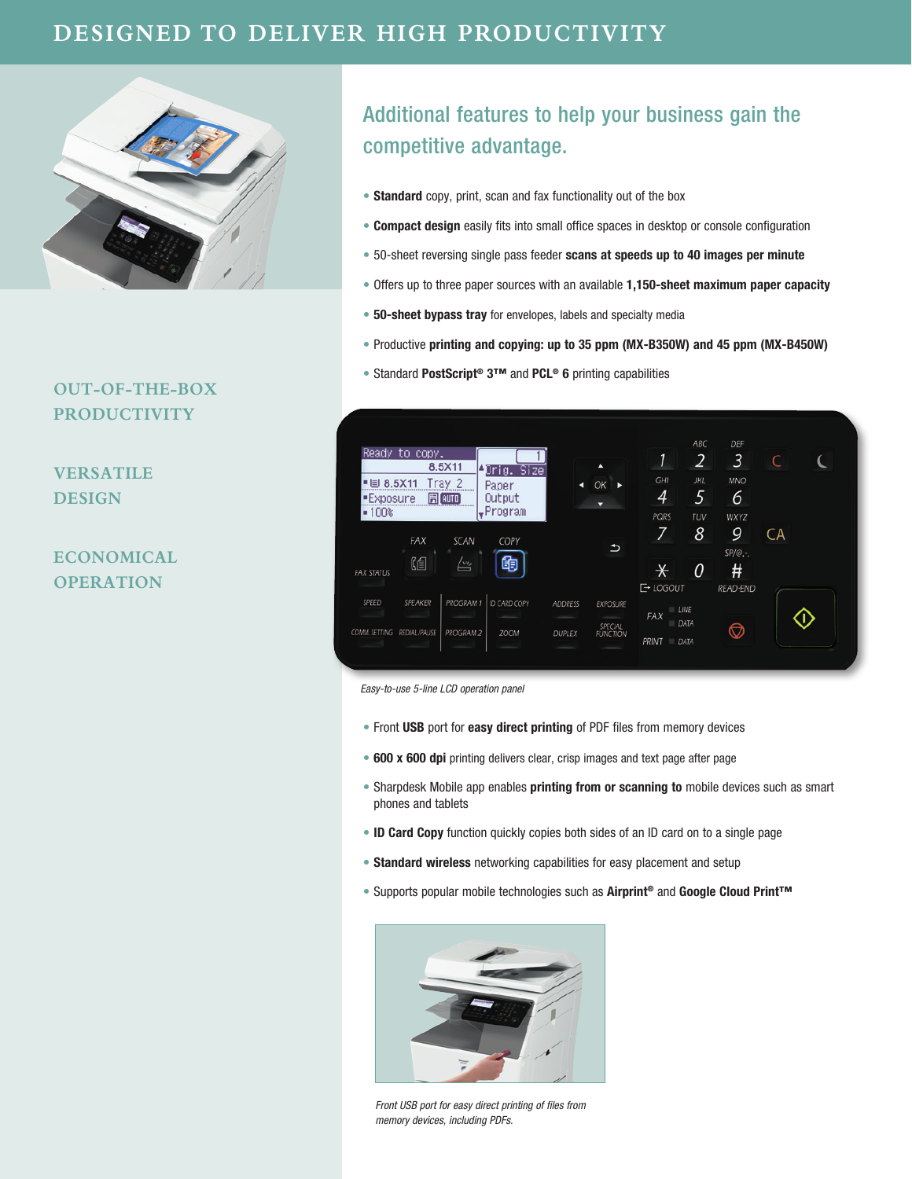# DESIGNED TO DELIVER HIGH PRODUCTIVITY

OUT-OF-THE-BOX PRODUCTIVITY

VERSATILE DESIGN

ECONOMICAL OPERATION

## Additional features to help your business gain the competitive advantage.

- **Standard** copy, print, scan and fax functionality out of the box
- **Compact design** easily fits into small office spaces in desktop or console configuration
- 50-sheet reversing single pass feeder **scans at speeds up to 40 images per minute**
- Offers up to three paper sources with an available **1,150-sheet maximum paper capacity**
- **50-sheet bypass tray** for envelopes, labels and specialty media
- Productive **printing and copying: up to 35 ppm (MX-B350W) and 45 ppm (MX-B450W)**
- Standard **PostScript® 3™** and **PCL® 6** printing capabilities

*Easy-to-use 5-line LCD operation panel*

- Front **USB** port for **easy direct printing** of PDF files from memory devices
- **600 x 600 dpi** printing delivers clear, crisp images and text page after page
- Sharpdesk Mobile app enables **printing from or scanning to** mobile devices such as smart phones and tablets
- **ID Card Copy** function quickly copies both sides of an ID card on to a single page
- **Standard wireless** networking capabilities for easy placement and setup
- Supports popular mobile technologies such as **Airprint®** and **Google Cloud Print™**

*Front USB port for easy direct printing of files from memory devices, including PDFs.*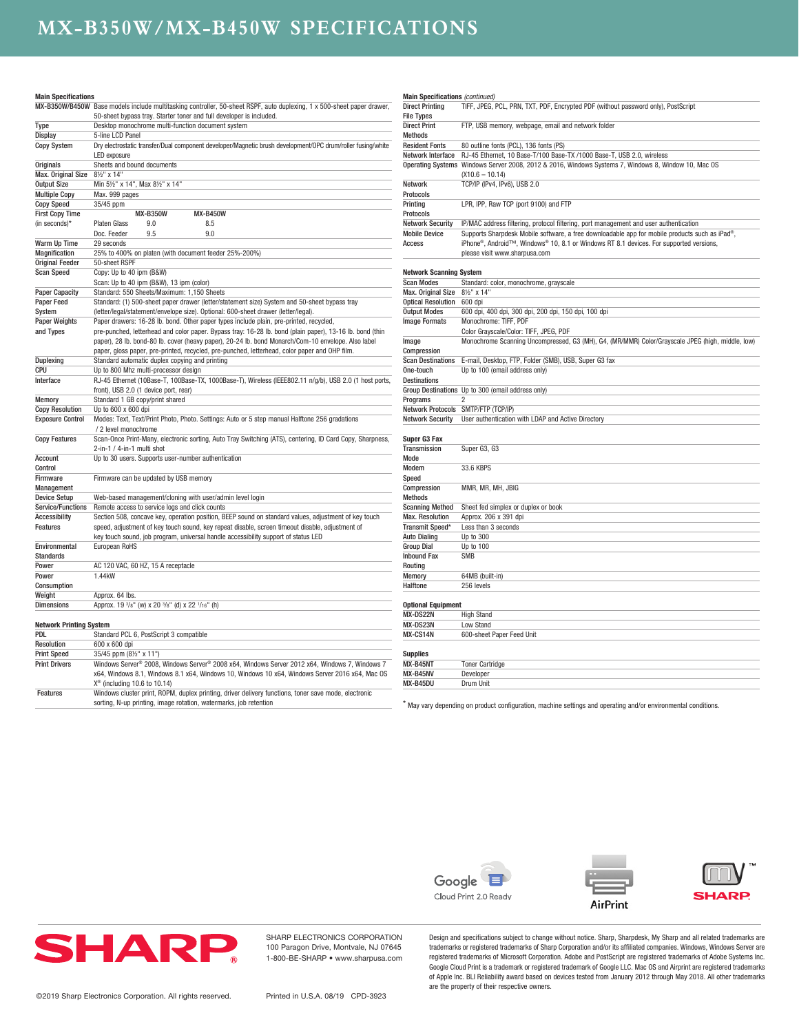# MX-B350W/MX-B450W SPECIFICATIONS

## Main Specifications

| | |
|---|---|
| MX-B350W/B450W | Base models include multitasking controller, 50-sheet RSPF, auto duplexing, 1 x 500-sheet paper drawer, 50-sheet bypass tray. Starter toner and full developer is included. |
| Type | Desktop monochrome multi-function document system |
| Display | 5-line LCD Panel |
| Copy System | Dry electrostatic transfer/Dual component developer/Magnetic brush development/OPC drum/roller fusing/white LED exposure |
| Originals | Sheets and bound documents |
| Max. Original Size | 8½" x 14" |
| Output Size | Min 5½" x 14", Max 8½" x 14" |
| Multiple Copy | Max. 999 pages |
| Copy Speed | 35/45 ppm |

**First Copy Time (in seconds)***

| | MX-B350W | MX-B450W |
|---|---|---|
| Platen Glass | 9.0 | 8.5 |
| Doc. Feeder | 9.5 | 9.0 |

| | |
|---|---|
| Warm Up Time | 29 seconds |
| Magnification | 25% to 400% on platen (with document feeder 25%-200%) |
| Original Feeder | 50-sheet RSPF |
| Scan Speed | Copy: Up to 40 ipm (B&W)<br>Scan: Up to 40 ipm (B&W), 13 ipm (color) |
| Paper Capacity | Standard: 550 Sheets/Maximum: 1,150 Sheets |
| Paper Feed System | Standard: (1) 500-sheet paper drawer (letter/statement size) System and 50-sheet bypass tray (letter/legal/statement/envelope size). Optional: 600-sheet drawer (letter/legal). |
| Paper Weights and Types | Paper drawers: 16-28 lb. bond. Other paper types include plain, pre-printed, recycled, pre-punched, letterhead and color paper. Bypass tray: 16-28 lb. bond (plain paper), 13-16 lb. bond (thin paper), 28 lb. bond-80 lb. cover (heavy paper), 20-24 lb. bond Monarch/Com-10 envelope. Also label paper, gloss paper, pre-printed, recycled, pre-punched, letterhead, color paper and OHP film. |
| Duplexing | Standard automatic duplex copying and printing |
| CPU | Up to 800 Mhz multi-processor design |
| Interface | RJ-45 Ethernet (10Base-T, 100Base-TX, 1000Base-T), Wireless (IEEE802.11 n/g/b), USB 2.0 (1 host ports, front), USB 2.0 (1 device port, rear) |
| Memory | Standard 1 GB copy/print shared |
| Copy Resolution | Up to 600 x 600 dpi |
| Exposure Control | Modes: Text, Text/Print Photo, Photo. Settings: Auto or 5 step manual Halftone 256 gradations / 2 level monochrome |
| Copy Features | Scan-Once Print-Many, electronic sorting, Auto Tray Switching (ATS), centering, ID Card Copy, Sharpness, 2-in-1 / 4-in-1 multi shot |
| Account Control | Up to 30 users. Supports user-number authentication |
| Firmware Management | Firmware can be updated by USB memory |
| Device Setup | Web-based management/cloning with user/admin level login |
| Service/Functions | Remote access to service logs and click counts |
| Accessibility Features | Section 508, concave key, operation position, BEEP sound on standard values, adjustment of key touch speed, adjustment of key touch sound, key repeat disable, screen timeout disable, adjustment of key touch sound, job program, universal handle accessibility support of status LED |
| Environmental Standards | European RoHS |
| Power | AC 120 VAC, 60 HZ, 15 A receptacle |
| Power Consumption | 1.44kW |
| Weight | Approx. 64 lbs. |
| Dimensions | Approx. 19 3/8" (w) x 20 3/8" (d) x 22 1/16" (h) |

## Network Printing System

| | |
|---|---|
| PDL | Standard PCL 6, PostScript 3 compatible |
| Resolution | 600 x 600 dpi |
| Print Speed | 35/45 ppm (8½" x 11") |
| Print Drivers | Windows Server® 2008, Windows Server® 2008 x64, Windows Server 2012 x64, Windows 7, Windows 7 x64, Windows 8.1, Windows 8.1 x64, Windows 10, Windows 10 x64, Windows Server 2016 x64, Mac OS X® (including 10.6 to 10.14) |
| Features | Windows cluster print, ROPM, duplex printing, driver delivery functions, toner save mode, electronic sorting, N-up printing, image rotation, watermarks, job retention |

## Main Specifications *(continued)*

| | |
|---|---|
| Direct Printing File Types | TIFF, JPEG, PCL, PRN, TXT, PDF, Encrypted PDF (without password only), PostScript |
| Direct Print Methods | FTP, USB memory, webpage, email and network folder |
| Resident Fonts | 80 outline fonts (PCL), 136 fonts (PS) |
| Network Interface | RJ-45 Ethernet, 10 Base-T/100 Base-TX /1000 Base-T, USB 2.0, wireless |
| Operating Systems | Windows Server 2008, 2012 & 2016, Windows Systems 7, Windows 8, Window 10, Mac OS (X10.6 – 10.14) |
| Network Protocols | TCP/IP (IPv4, IPv6), USB 2.0 |
| Printing Protocols | LPR, IPP, Raw TCP (port 9100) and FTP |
| Network Security | IP/MAC address filtering, protocol filtering, port management and user authentication |
| Mobile Device Access | Supports Sharpdesk Mobile software, a free downloadable app for mobile products such as iPad®, iPhone®, Android™, Windows® 10, 8.1 or Windows RT 8.1 devices. For supported versions, please visit www.sharpusa.com |

## Network Scanning System

| | |
|---|---|
| Scan Modes | Standard: color, monochrome, grayscale |
| Max. Original Size | 8½" x 14" |
| Optical Resolution | 600 dpi |
| Output Modes | 600 dpi, 400 dpi, 300 dpi, 200 dpi, 150 dpi, 100 dpi |
| Image Formats | Monochrome: TIFF, PDF<br>Color Grayscale/Color: TIFF, JPEG, PDF |
| Image Compression | Monochrome Scanning Uncompressed, G3 (MH), G4, (MR/MMR) Color/Grayscale JPEG (high, middle, low) |
| Scan Destinations | E-mail, Desktop, FTP, Folder (SMB), USB, Super G3 fax |
| One-touch Destinations | Up to 100 (email address only) |
| Group Destinations | Up to 300 (email address only) |
| Programs | 2 |
| Network Protocols | SMTP/FTP (TCP/IP) |
| Network Security | User authentication with LDAP and Active Directory |

## Super G3 Fax

| | |
|---|---|
| Transmission Mode | Super G3, G3 |
| Modem Speed | 33.6 KBPS |
| Compression Methods | MMR, MR, MH, JBIG |
| Scanning Method | Sheet fed simplex or duplex or book |
| Max. Resolution | Approx. 206 x 391 dpi |
| Transmit Speed* | Less than 3 seconds |
| Auto Dialing | Up to 300 |
| Group Dial | Up to 100 |
| Inbound Fax Routing | SMB |
| Memory | 64MB (built-in) |
| Halftone | 256 levels |

## Optional Equipment

| | |
|---|---|
| MX-DS22N | High Stand |
| MX-DS23N | Low Stand |
| MX-CS14N | 600-sheet Paper Feed Unit |

## Supplies

| | |
|---|---|
| MX-B45NT | Toner Cartridge |
| MX-B45NV | Developer |
| MX-B45DU | Drum Unit |

* May vary depending on product configuration, machine settings and operating and/or environmental conditions.

Google Cloud Print 2.0 Ready

AirPrint

SHARP

SHARP

SHARP ELECTRONICS CORPORATION
100 Paragon Drive, Montvale, NJ 07645
1-800-BE-SHARP • www.sharpusa.com

Design and specifications subject to change without notice. Sharp, Sharpdesk, My Sharp and all related trademarks are trademarks or registered trademarks of Sharp Corporation and/or its affiliated companies. Windows, Windows Server are registered trademarks of Microsoft Corporation. Adobe and PostScript are registered trademarks of Adobe Systems Inc. Google Cloud Print is a trademark or registered trademark of Google LLC. Mac OS and Airprint are registered trademarks of Apple Inc. BLI Reliability award based on devices tested from January 2012 through May 2018. All other trademarks are the property of their respective owners.

©2019 Sharp Electronics Corporation. All rights reserved.

Printed in U.S.A. 08/19 CPD-3923